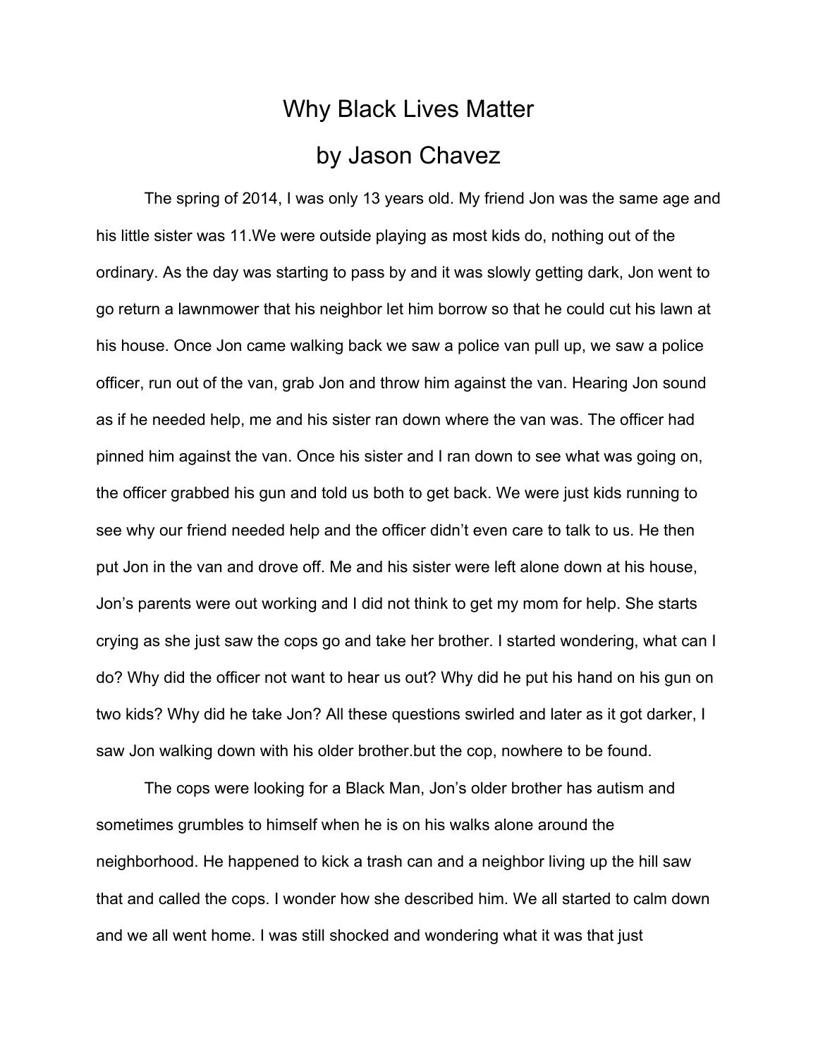# Why Black Lives Matter

## by Jason Chavez

The spring of 2014, I was only 13 years old. My friend Jon was the same age and his little sister was 11.We were outside playing as most kids do, nothing out of the ordinary. As the day was starting to pass by and it was slowly getting dark, Jon went to go return a lawnmower that his neighbor let him borrow so that he could cut his lawn at his house. Once Jon came walking back we saw a police van pull up, we saw a police officer, run out of the van, grab Jon and throw him against the van. Hearing Jon sound as if he needed help, me and his sister ran down where the van was. The officer had pinned him against the van. Once his sister and I ran down to see what was going on, the officer grabbed his gun and told us both to get back. We were just kids running to see why our friend needed help and the officer didn't even care to talk to us. He then put Jon in the van and drove off. Me and his sister were left alone down at his house, Jon's parents were out working and I did not think to get my mom for help. She starts crying as she just saw the cops go and take her brother. I started wondering, what can I do? Why did the officer not want to hear us out? Why did he put his hand on his gun on two kids? Why did he take Jon? All these questions swirled and later as it got darker, I saw Jon walking down with his older brother.but the cop, nowhere to be found.

The cops were looking for a Black Man, Jon's older brother has autism and sometimes grumbles to himself when he is on his walks alone around the neighborhood. He happened to kick a trash can and a neighbor living up the hill saw that and called the cops. I wonder how she described him. We all started to calm down and we all went home. I was still shocked and wondering what it was that just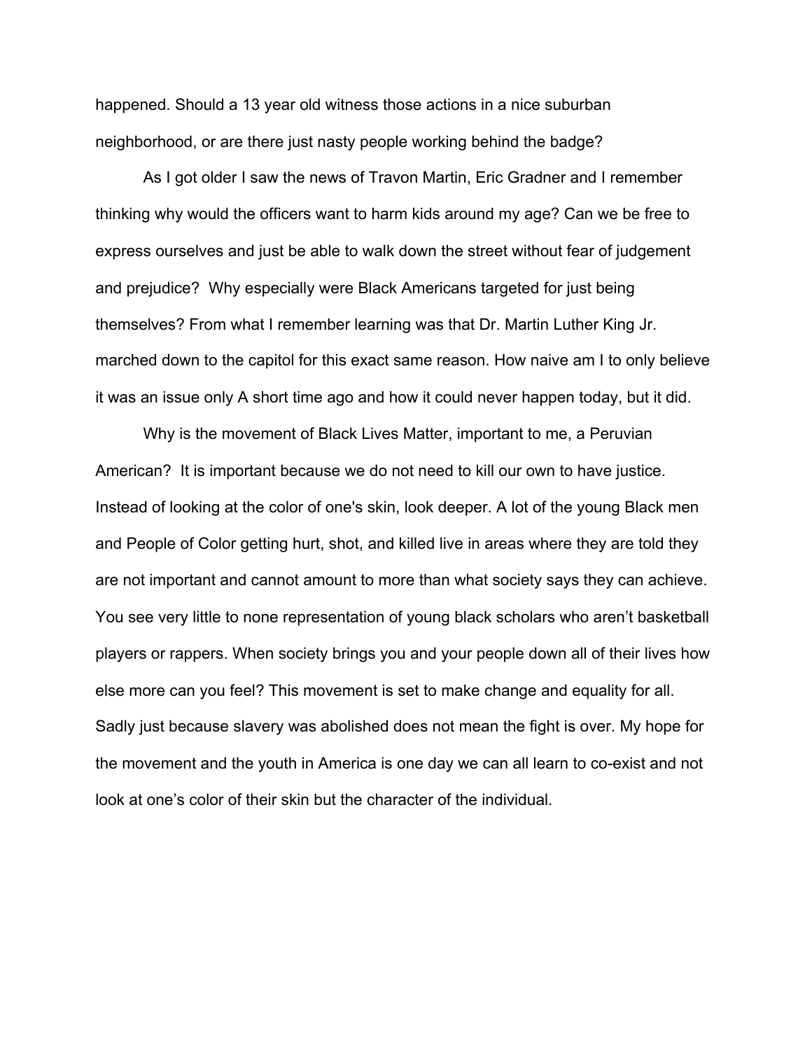happened. Should a 13 year old witness those actions in a nice suburban neighborhood, or are there just nasty people working behind the badge?

As I got older I saw the news of Travon Martin, Eric Gradner and I remember thinking why would the officers want to harm kids around my age? Can we be free to express ourselves and just be able to walk down the street without fear of judgement and prejudice? Why especially were Black Americans targeted for just being themselves? From what I remember learning was that Dr. Martin Luther King Jr. marched down to the capitol for this exact same reason. How naive am I to only believe it was an issue only A short time ago and how it could never happen today, but it did.

Why is the movement of Black Lives Matter, important to me, a Peruvian American? It is important because we do not need to kill our own to have justice. Instead of looking at the color of one's skin, look deeper. A lot of the young Black men and People of Color getting hurt, shot, and killed live in areas where they are told they are not important and cannot amount to more than what society says they can achieve. You see very little to none representation of young black scholars who aren't basketball players or rappers. When society brings you and your people down all of their lives how else more can you feel? This movement is set to make change and equality for all. Sadly just because slavery was abolished does not mean the fight is over. My hope for the movement and the youth in America is one day we can all learn to co-exist and not look at one's color of their skin but the character of the individual.